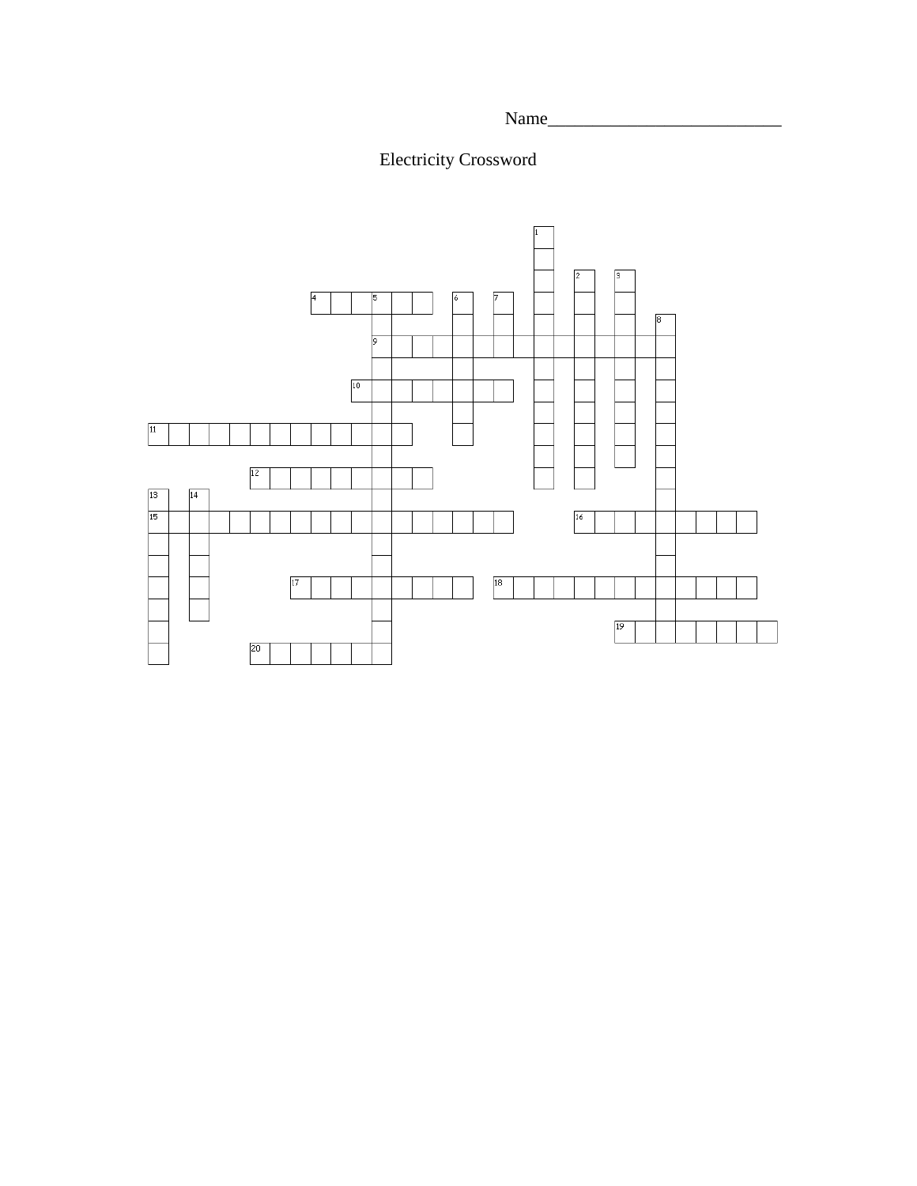Name_________________________

# Electricity Crossword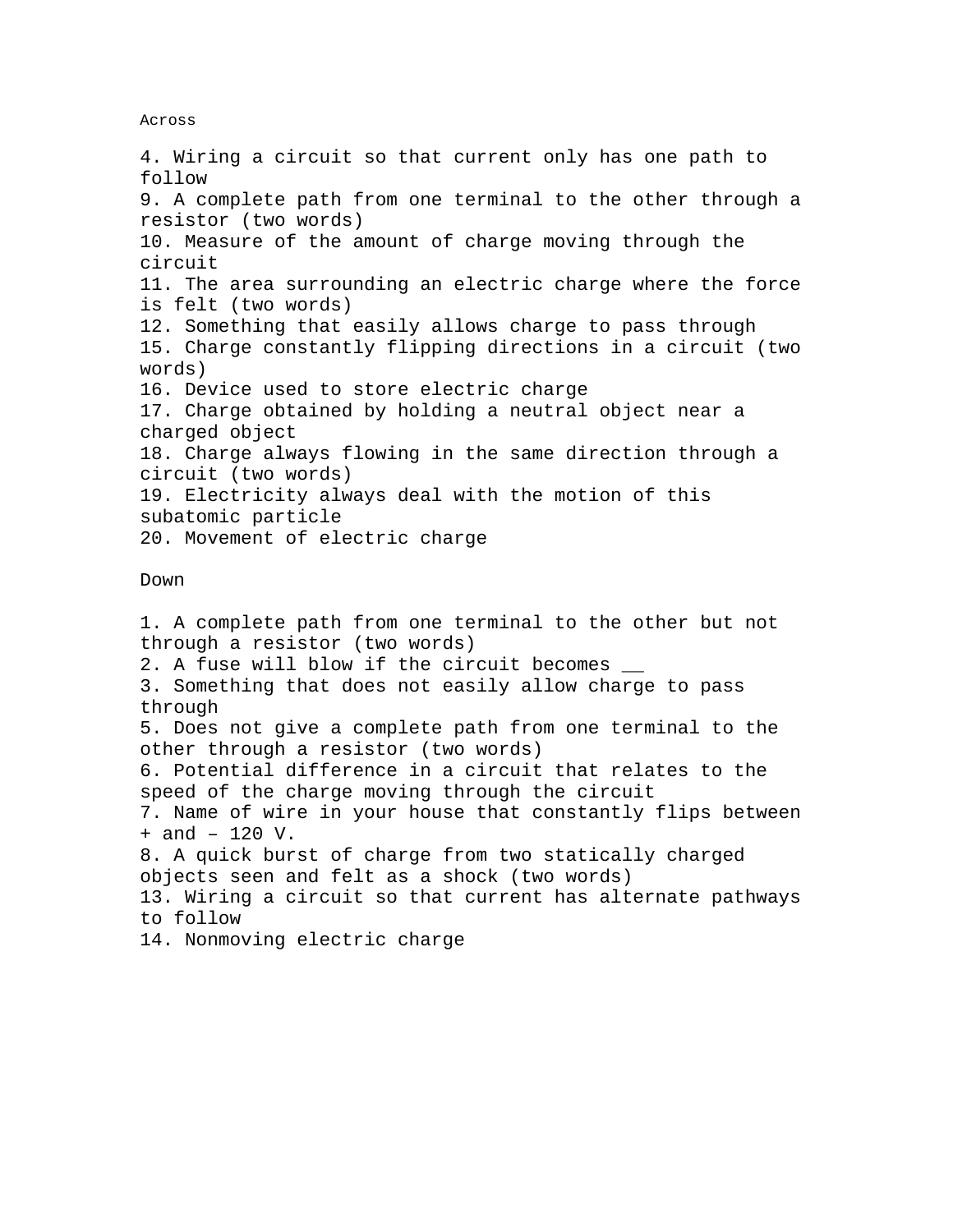Across

4. Wiring a circuit so that current only has one path to follow
9. A complete path from one terminal to the other through a resistor (two words)
10. Measure of the amount of charge moving through the circuit
11. The area surrounding an electric charge where the force is felt (two words)
12. Something that easily allows charge to pass through
15. Charge constantly flipping directions in a circuit (two words)
16. Device used to store electric charge
17. Charge obtained by holding a neutral object near a charged object
18. Charge always flowing in the same direction through a circuit (two words)
19. Electricity always deal with the motion of this subatomic particle
20. Movement of electric charge

Down

1. A complete path from one terminal to the other but not through a resistor (two words)
2. A fuse will blow if the circuit becomes __
3. Something that does not easily allow charge to pass through
5. Does not give a complete path from one terminal to the other through a resistor (two words)
6. Potential difference in a circuit that relates to the speed of the charge moving through the circuit
7. Name of wire in your house that constantly flips between + and – 120 V.
8. A quick burst of charge from two statically charged objects seen and felt as a shock (two words)
13. Wiring a circuit so that current has alternate pathways to follow
14. Nonmoving electric charge